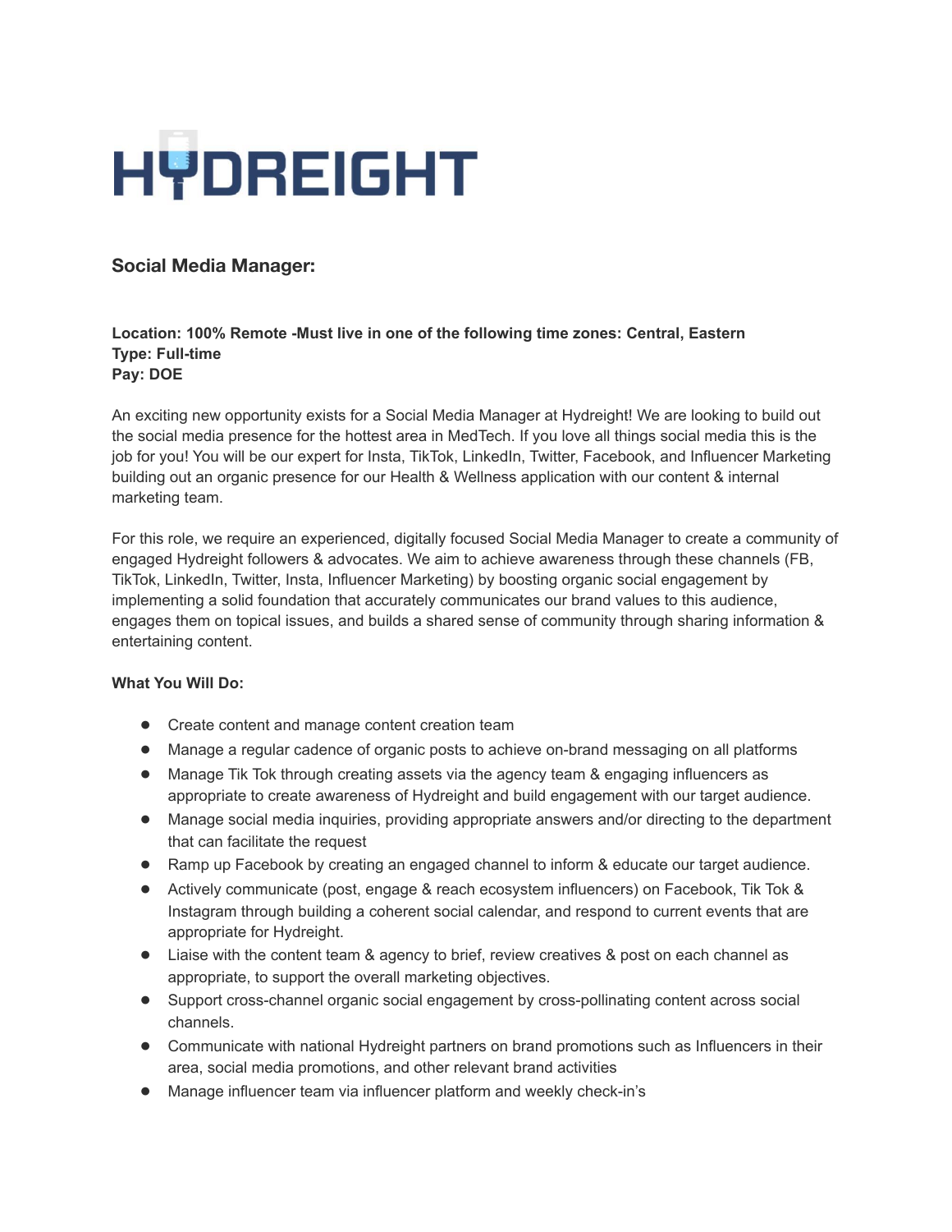# HYDREIGHT

## Social Media Manager:

**Location: 100% Remote -Must live in one of the following time zones: Central, Eastern**
**Type: Full-time**
**Pay: DOE**

An exciting new opportunity exists for a Social Media Manager at Hydreight! We are looking to build out the social media presence for the hottest area in MedTech. If you love all things social media this is the job for you! You will be our expert for Insta, TikTok, LinkedIn, Twitter, Facebook, and Influencer Marketing building out an organic presence for our Health & Wellness application with our content & internal marketing team.

For this role, we require an experienced, digitally focused Social Media Manager to create a community of engaged Hydreight followers & advocates. We aim to achieve awareness through these channels (FB, TikTok, LinkedIn, Twitter, Insta, Influencer Marketing) by boosting organic social engagement by implementing a solid foundation that accurately communicates our brand values to this audience, engages them on topical issues, and builds a shared sense of community through sharing information & entertaining content.

**What You Will Do:**

- Create content and manage content creation team
- Manage a regular cadence of organic posts to achieve on-brand messaging on all platforms
- Manage Tik Tok through creating assets via the agency team & engaging influencers as appropriate to create awareness of Hydreight and build engagement with our target audience.
- Manage social media inquiries, providing appropriate answers and/or directing to the department that can facilitate the request
- Ramp up Facebook by creating an engaged channel to inform & educate our target audience.
- Actively communicate (post, engage & reach ecosystem influencers) on Facebook, Tik Tok & Instagram through building a coherent social calendar, and respond to current events that are appropriate for Hydreight.
- Liaise with the content team & agency to brief, review creatives & post on each channel as appropriate, to support the overall marketing objectives.
- Support cross-channel organic social engagement by cross-pollinating content across social channels.
- Communicate with national Hydreight partners on brand promotions such as Influencers in their area, social media promotions, and other relevant brand activities
- Manage influencer team via influencer platform and weekly check-in's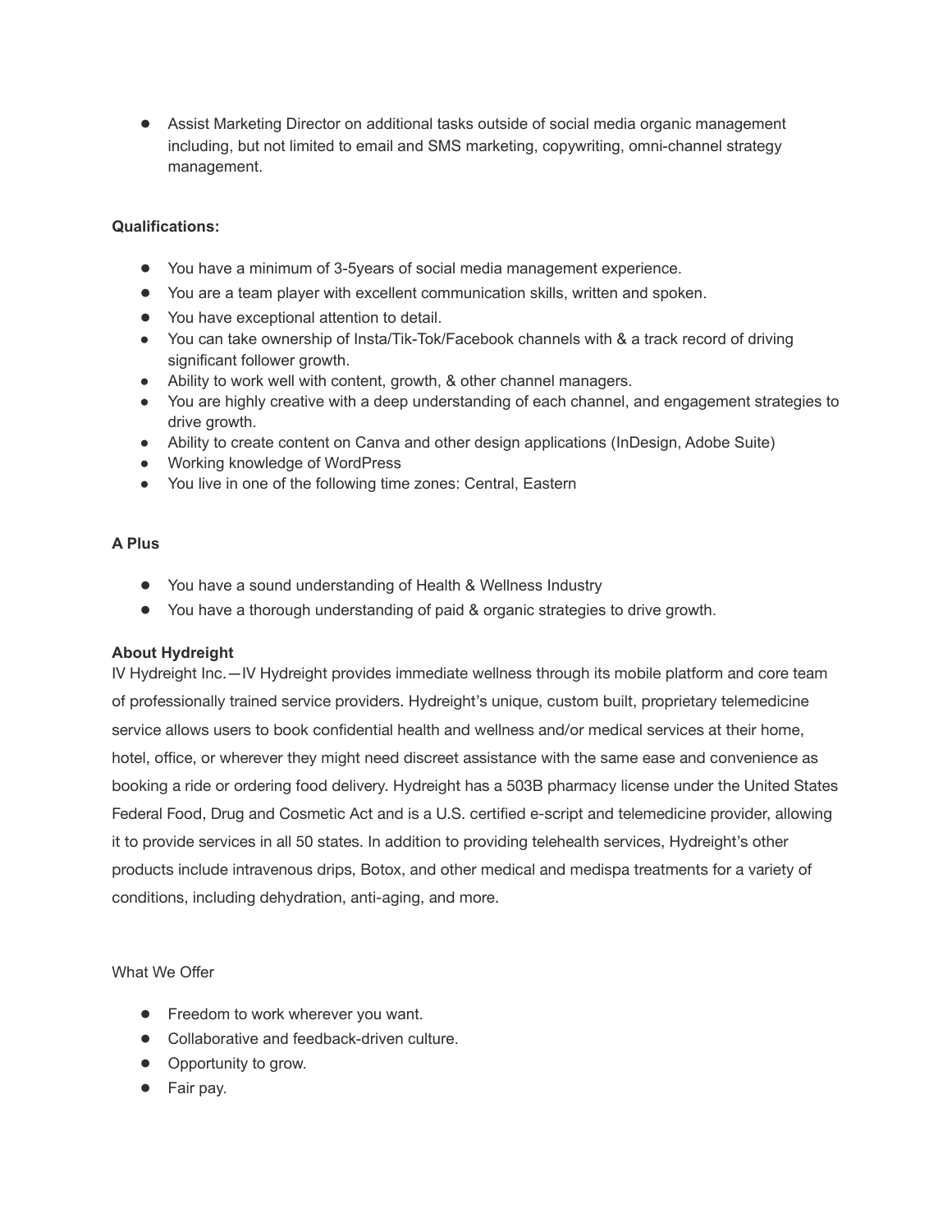- Assist Marketing Director on additional tasks outside of social media organic management including, but not limited to email and SMS marketing, copywriting, omni-channel strategy management.

**Qualifications:**

- You have a minimum of 3-5years of social media management experience.
- You are a team player with excellent communication skills, written and spoken.
- You have exceptional attention to detail.
- You can take ownership of Insta/Tik-Tok/Facebook channels with & a track record of driving significant follower growth.
- Ability to work well with content, growth, & other channel managers.
- You are highly creative with a deep understanding of each channel, and engagement strategies to drive growth.
- Ability to create content on Canva and other design applications (InDesign, Adobe Suite)
- Working knowledge of WordPress
- You live in one of the following time zones: Central, Eastern

**A Plus**

- You have a sound understanding of Health & Wellness Industry
- You have a thorough understanding of paid & organic strategies to drive growth.

**About Hydreight**

IV Hydreight Inc.—IV Hydreight provides immediate wellness through its mobile platform and core team of professionally trained service providers. Hydreight's unique, custom built, proprietary telemedicine service allows users to book confidential health and wellness and/or medical services at their home, hotel, office, or wherever they might need discreet assistance with the same ease and convenience as booking a ride or ordering food delivery. Hydreight has a 503B pharmacy license under the United States Federal Food, Drug and Cosmetic Act and is a U.S. certified e-script and telemedicine provider, allowing it to provide services in all 50 states. In addition to providing telehealth services, Hydreight's other products include intravenous drips, Botox, and other medical and medispa treatments for a variety of conditions, including dehydration, anti-aging, and more.

What We Offer

- Freedom to work wherever you want.
- Collaborative and feedback-driven culture.
- Opportunity to grow.
- Fair pay.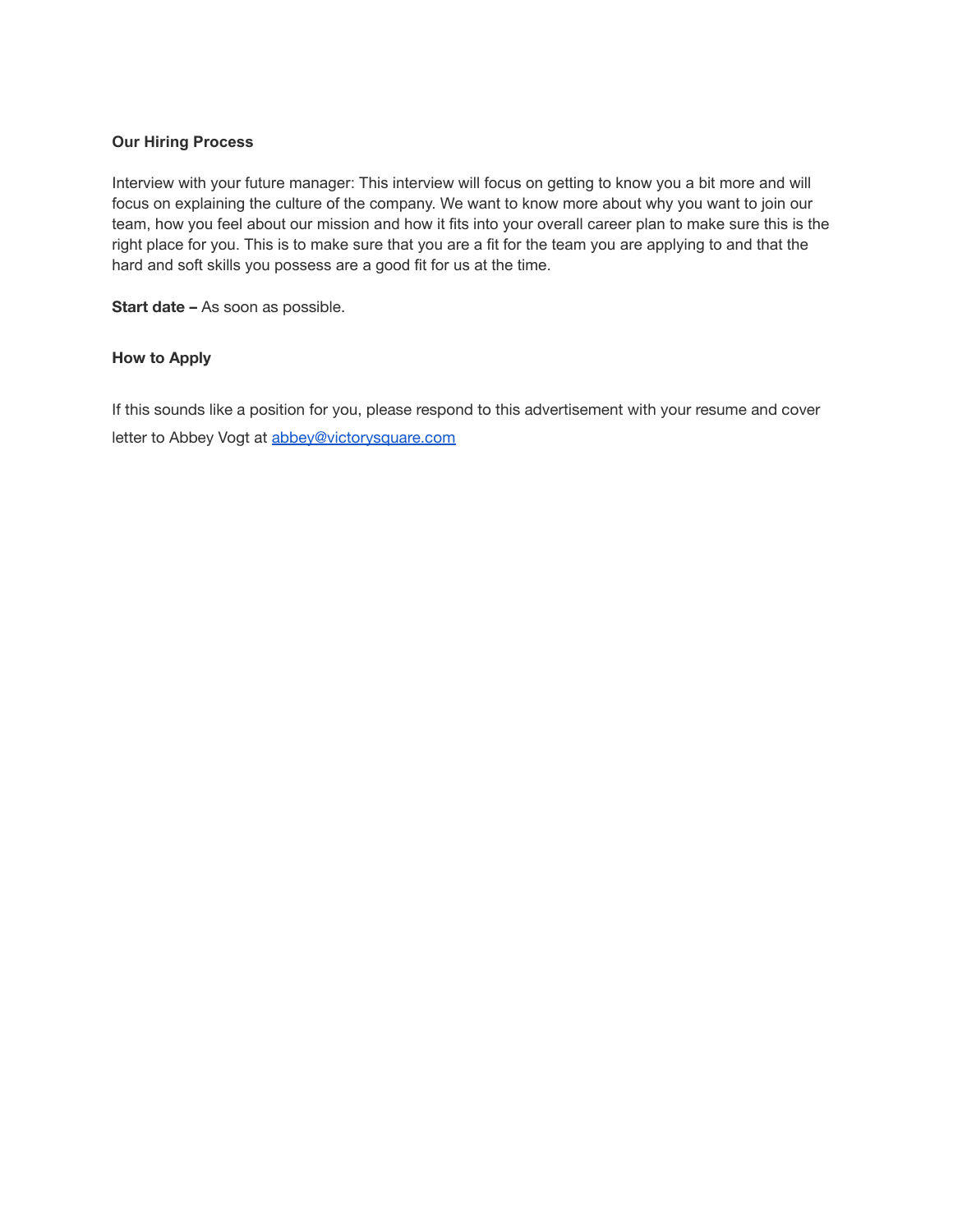**Our Hiring Process**

Interview with your future manager: This interview will focus on getting to know you a bit more and will focus on explaining the culture of the company. We want to know more about why you want to join our team, how you feel about our mission and how it fits into your overall career plan to make sure this is the right place for you. This is to make sure that you are a fit for the team you are applying to and that the hard and soft skills you possess are a good fit for us at the time.

**Start date –** As soon as possible.

**How to Apply**

If this sounds like a position for you, please respond to this advertisement with your resume and cover letter to Abbey Vogt at [abbey@victorysquare.com](mailto:abbey@victorysquare.com)